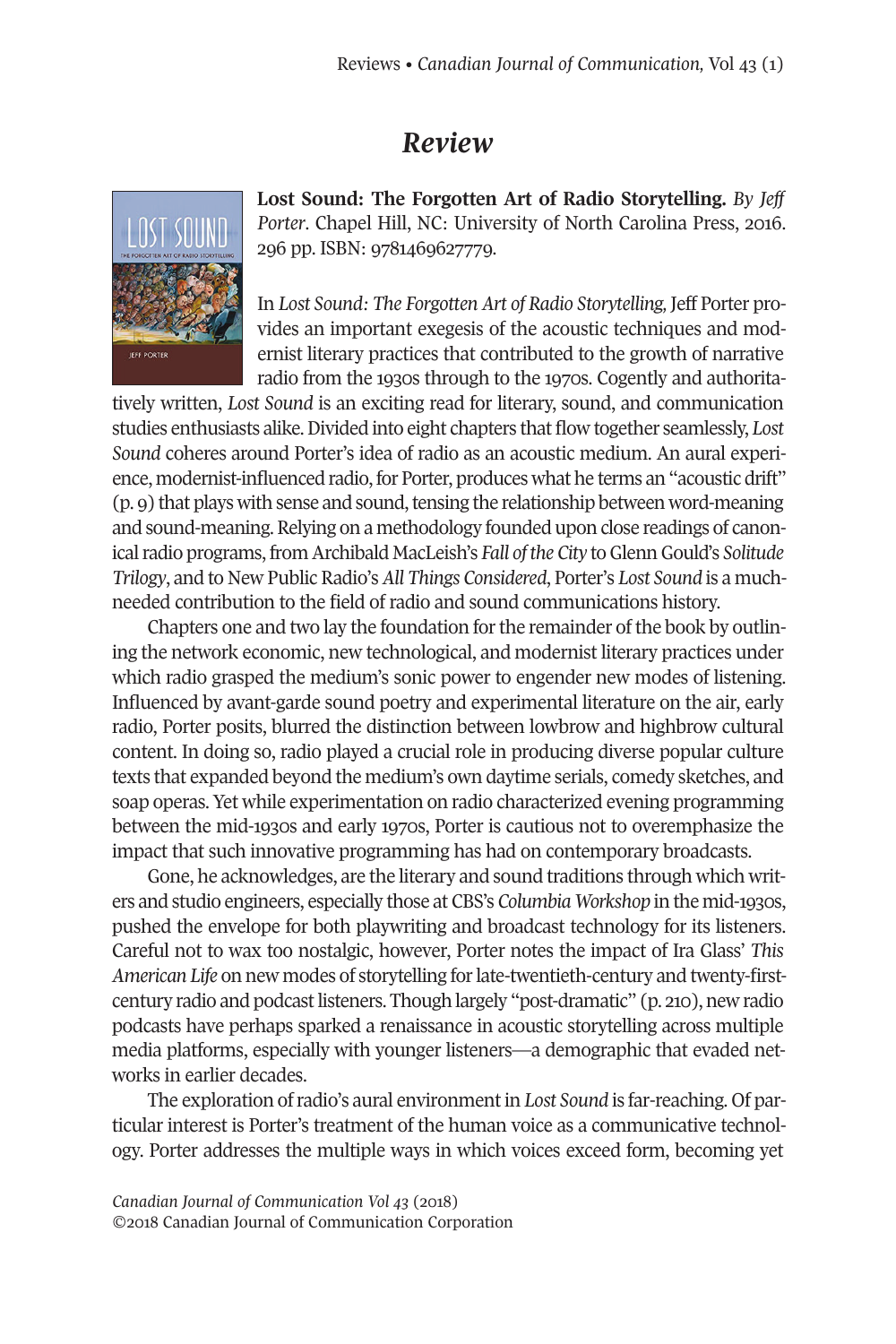# *Review*

**Lost Sound: The Forgotten Art of Radio Storytelling.** *By Jeff Porter*. Chapel Hill, NC: University of North Carolina Press, 2016. 296 pp. ISBN: 9781469627779.

In *Lost Sound: The Forgotten Art of Radio Storytelling,* Jeff Porter provides an important exegesis of the acoustic techniques and modernist literary practices that contributed to the growth of narrative radio from the 1930s through to the 1970s. Cogently and authoritatively written, *Lost Sound* is an exciting read for literary, sound, and communication studies enthusiasts alike. Divided into eight chapters that flow together seamlessly, *Lost Sound* coheres around Porter's idea of radio as an acoustic medium. An aural experience, modernist-influenced radio, for Porter, produces what he terms an "acoustic drift" (p. 9) that plays with sense and sound, tensing the relationship between word-meaning and sound-meaning. Relying on a methodology founded upon close readings of canonical radio programs, from Archibald MacLeish's *Fall of the City* to Glenn Gould's *Solitude Trilogy*, and to New Public Radio's *All Things Considered*, Porter's *Lost Sound* is a much-needed contribution to the field of radio and sound communications history.

Chapters one and two lay the foundation for the remainder of the book by outlining the network economic, new technological, and modernist literary practices under which radio grasped the medium's sonic power to engender new modes of listening. Influenced by avant-garde sound poetry and experimental literature on the air, early radio, Porter posits, blurred the distinction between lowbrow and highbrow cultural content. In doing so, radio played a crucial role in producing diverse popular culture texts that expanded beyond the medium's own daytime serials, comedy sketches, and soap operas. Yet while experimentation on radio characterized evening programming between the mid-1930s and early 1970s, Porter is cautious not to overemphasize the impact that such innovative programming has had on contemporary broadcasts.

Gone, he acknowledges, are the literary and sound traditions through which writers and studio engineers, especially those at CBS's *Columbia Workshop* in the mid-1930s, pushed the envelope for both playwriting and broadcast technology for its listeners. Careful not to wax too nostalgic, however, Porter notes the impact of Ira Glass' *This American Life* on new modes of storytelling for late-twentieth-century and twenty-first-century radio and podcast listeners. Though largely "post-dramatic" (p. 210), new radio podcasts have perhaps sparked a renaissance in acoustic storytelling across multiple media platforms, especially with younger listeners—a demographic that evaded networks in earlier decades.

The exploration of radio's aural environment in *Lost Sound* is far-reaching. Of particular interest is Porter's treatment of the human voice as a communicative technology. Porter addresses the multiple ways in which voices exceed form, becoming yet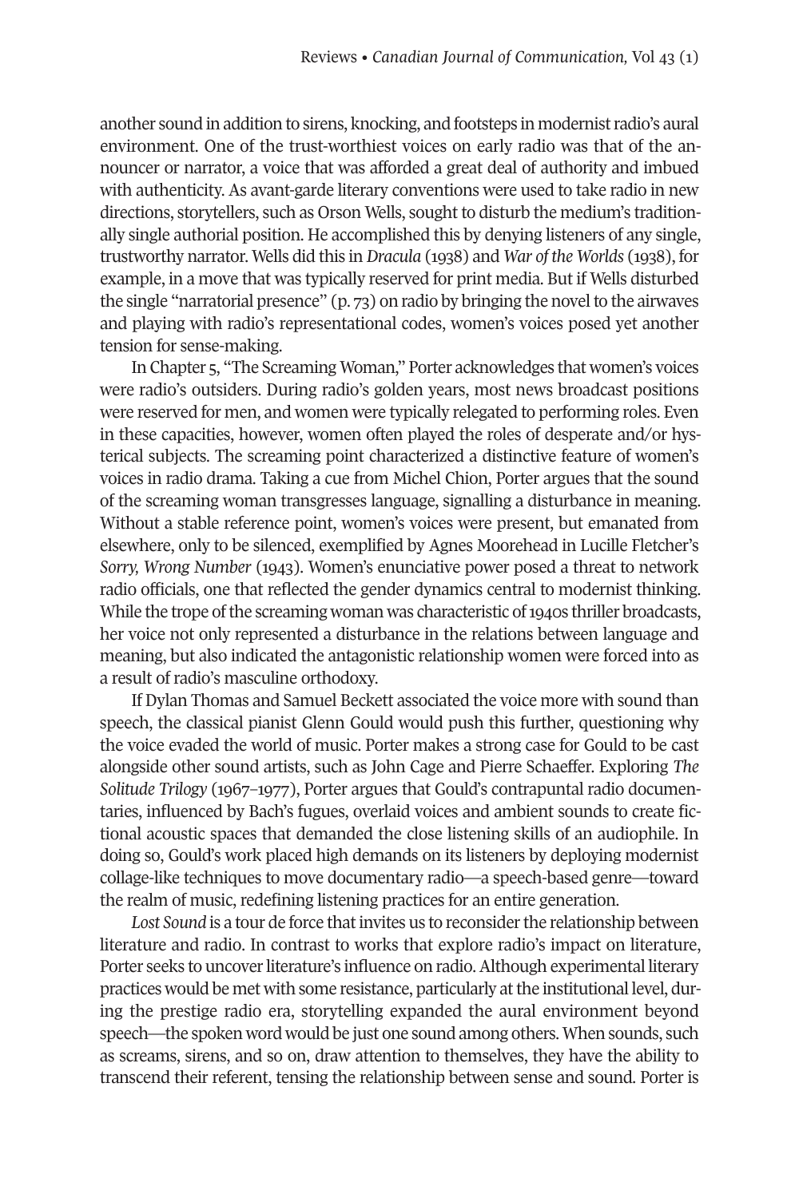another sound in addition to sirens, knocking, and footsteps in modernist radio's aural environment. One of the trust-worthiest voices on early radio was that of the announcer or narrator, a voice that was afforded a great deal of authority and imbued with authenticity. As avant-garde literary conventions were used to take radio in new directions, storytellers, such as Orson Wells, sought to disturb the medium's traditionally single authorial position. He accomplished this by denying listeners of any single, trustworthy narrator. Wells did this in *Dracula* (1938) and *War of the Worlds* (1938), for example, in a move that was typically reserved for print media. But if Wells disturbed the single "narratorial presence" (p. 73) on radio by bringing the novel to the airwaves and playing with radio's representational codes, women's voices posed yet another tension for sense-making.

In Chapter 5, "The Screaming Woman," Porter acknowledges that women's voices were radio's outsiders. During radio's golden years, most news broadcast positions were reserved for men, and women were typically relegated to performing roles. Even in these capacities, however, women often played the roles of desperate and/or hysterical subjects. The screaming point characterized a distinctive feature of women's voices in radio drama. Taking a cue from Michel Chion, Porter argues that the sound of the screaming woman transgresses language, signalling a disturbance in meaning. Without a stable reference point, women's voices were present, but emanated from elsewhere, only to be silenced, exemplified by Agnes Moorehead in Lucille Fletcher's *Sorry, Wrong Number* (1943). Women's enunciative power posed a threat to network radio officials, one that reflected the gender dynamics central to modernist thinking. While the trope of the screaming woman was characteristic of 1940s thriller broadcasts, her voice not only represented a disturbance in the relations between language and meaning, but also indicated the antagonistic relationship women were forced into as a result of radio's masculine orthodoxy.

If Dylan Thomas and Samuel Beckett associated the voice more with sound than speech, the classical pianist Glenn Gould would push this further, questioning why the voice evaded the world of music. Porter makes a strong case for Gould to be cast alongside other sound artists, such as John Cage and Pierre Schaeffer. Exploring *The Solitude Trilogy* (1967–1977), Porter argues that Gould's contrapuntal radio documentaries, influenced by Bach's fugues, overlaid voices and ambient sounds to create fictional acoustic spaces that demanded the close listening skills of an audiophile. In doing so, Gould's work placed high demands on its listeners by deploying modernist collage-like techniques to move documentary radio—a speech-based genre—toward the realm of music, redefining listening practices for an entire generation.

*Lost Sound* is a tour de force that invites us to reconsider the relationship between literature and radio. In contrast to works that explore radio's impact on literature, Porter seeks to uncover literature's influence on radio. Although experimental literary practices would be met with some resistance, particularly at the institutional level, during the prestige radio era, storytelling expanded the aural environment beyond speech—the spoken word would be just one sound among others. When sounds, such as screams, sirens, and so on, draw attention to themselves, they have the ability to transcend their referent, tensing the relationship between sense and sound. Porter is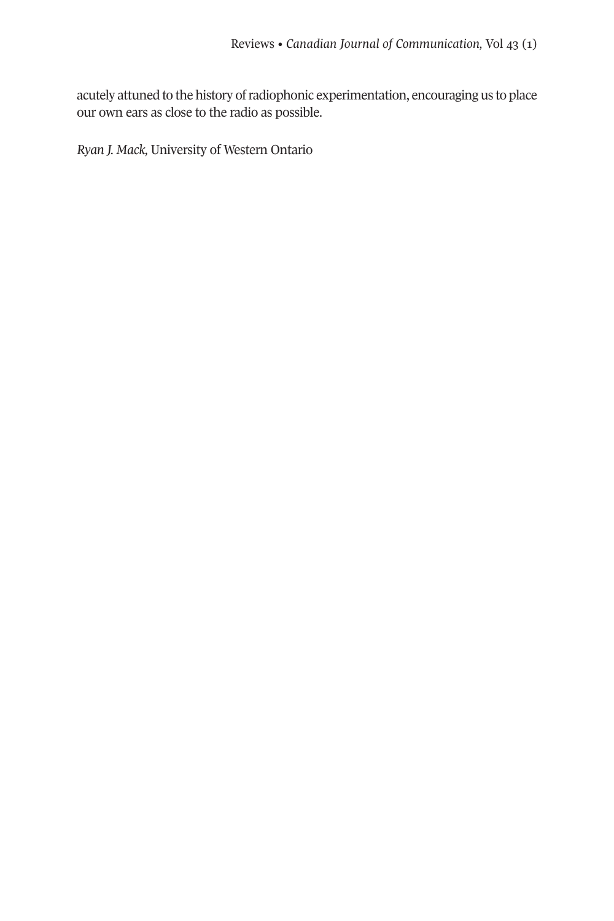acutely attuned to the history of radiophonic experimentation, encouraging us to place our own ears as close to the radio as possible.

*Ryan J. Mack,* University of Western Ontario